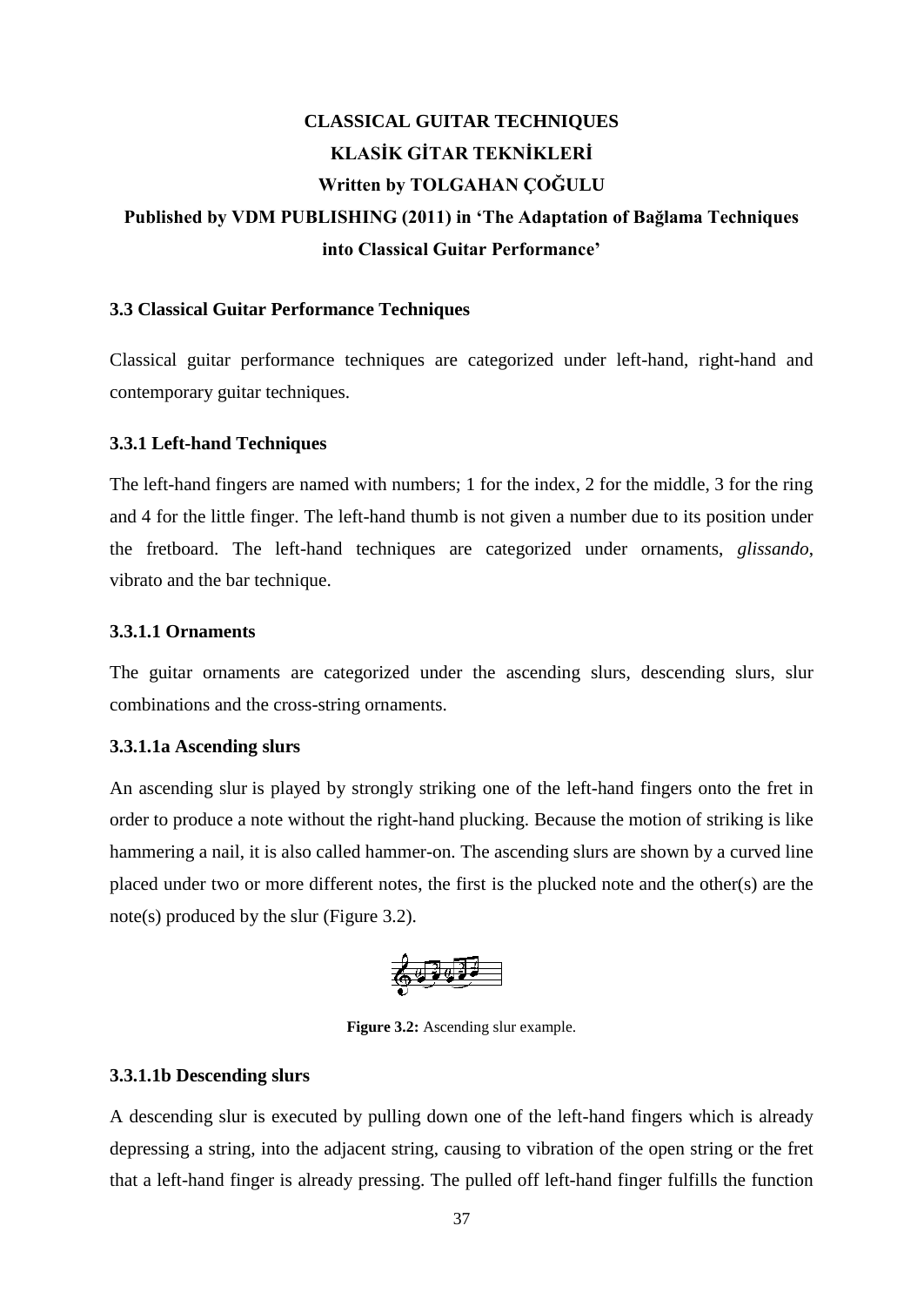**CLASSICAL GUITAR TECHNIQUES**

**KLASİK GİTAR TEKNİKLERİ**

**Written by TOLGAHAN ÇOĞULU**

**Published by VDM PUBLISHING (2011) in 'The Adaptation of Bağlama Techniques into Classical Guitar Performance'**

### 3.3 Classical Guitar Performance Techniques

Classical guitar performance techniques are categorized under left-hand, right-hand and contemporary guitar techniques.

#### 3.3.1 Left-hand Techniques

The left-hand fingers are named with numbers; 1 for the index, 2 for the middle, 3 for the ring and 4 for the little finger. The left-hand thumb is not given a number due to its position under the fretboard. The left-hand techniques are categorized under ornaments, *glissando*, vibrato and the bar technique.

##### 3.3.1.1 Ornaments

The guitar ornaments are categorized under the ascending slurs, descending slurs, slur combinations and the cross-string ornaments.

##### 3.3.1.1a Ascending slurs

An ascending slur is played by strongly striking one of the left-hand fingers onto the fret in order to produce a note without the right-hand plucking. Because the motion of striking is like hammering a nail, it is also called hammer-on. The ascending slurs are shown by a curved line placed under two or more different notes, the first is the plucked note and the other(s) are the note(s) produced by the slur (Figure 3.2).

**Figure 3.2:** Ascending slur example.

##### 3.3.1.1b Descending slurs

A descending slur is executed by pulling down one of the left-hand fingers which is already depressing a string, into the adjacent string, causing to vibration of the open string or the fret that a left-hand finger is already pressing. The pulled off left-hand finger fulfills the function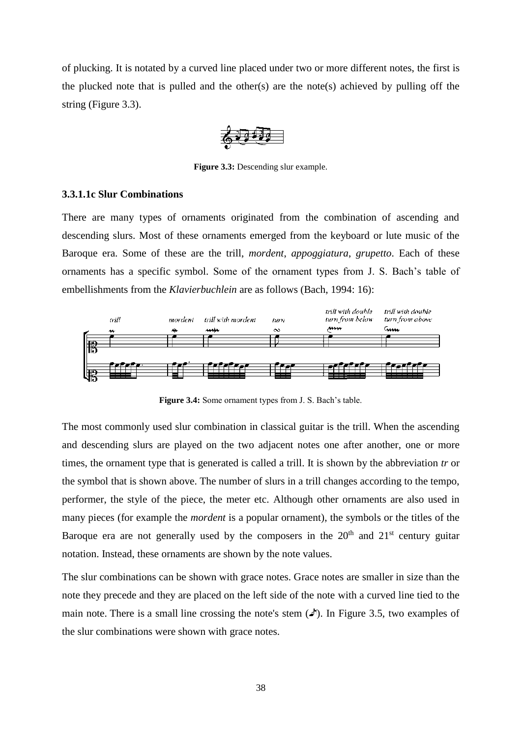of plucking. It is notated by a curved line placed under two or more different notes, the first is the plucked note that is pulled and the other(s) are the note(s) achieved by pulling off the string (Figure 3.3).

**Figure 3.3:** Descending slur example.

### 3.3.1.1c Slur Combinations

There are many types of ornaments originated from the combination of ascending and descending slurs. Most of these ornaments emerged from the keyboard or lute music of the Baroque era. Some of these are the trill, *mordent*, *appoggiatura*, *grupetto*. Each of these ornaments has a specific symbol. Some of the ornament types from J. S. Bach's table of embellishments from the *Klavierbuchlein* are as follows (Bach, 1994: 16):

**Figure 3.4:** Some ornament types from J. S. Bach's table.

The most commonly used slur combination in classical guitar is the trill. When the ascending and descending slurs are played on the two adjacent notes one after another, one or more times, the ornament type that is generated is called a trill. It is shown by the abbreviation *tr* or the symbol that is shown above. The number of slurs in a trill changes according to the tempo, performer, the style of the piece, the meter etc. Although other ornaments are also used in many pieces (for example the *mordent* is a popular ornament), the symbols or the titles of the Baroque era are not generally used by the composers in the 20th and 21st century guitar notation. Instead, these ornaments are shown by the note values.

The slur combinations can be shown with grace notes. Grace notes are smaller in size than the note they precede and they are placed on the left side of the note with a curved line tied to the main note. There is a small line crossing the note's stem. In Figure 3.5, two examples of the slur combinations were shown with grace notes.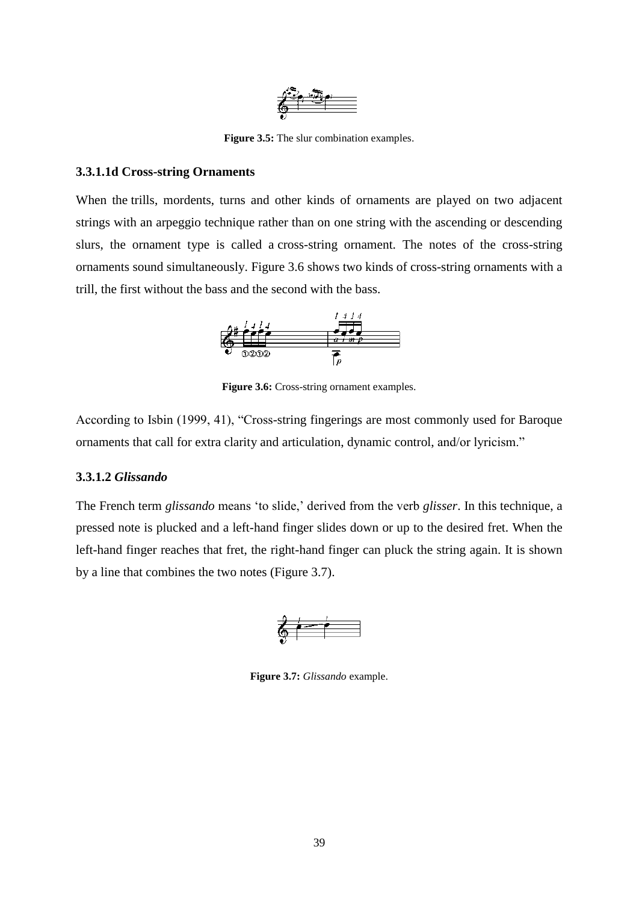**Figure 3.5:** The slur combination examples.

### 3.3.1.1d Cross-string Ornaments

When the trills, mordents, turns and other kinds of ornaments are played on two adjacent strings with an arpeggio technique rather than on one string with the ascending or descending slurs, the ornament type is called a cross-string ornament. The notes of the cross-string ornaments sound simultaneously. Figure 3.6 shows two kinds of cross-string ornaments with a trill, the first without the bass and the second with the bass.

**Figure 3.6:** Cross-string ornament examples.

According to Isbin (1999, 41), "Cross-string fingerings are most commonly used for Baroque ornaments that call for extra clarity and articulation, dynamic control, and/or lyricism."

### 3.3.1.2 *Glissando*

The French term *glissando* means 'to slide,' derived from the verb *glisser*. In this technique, a pressed note is plucked and a left-hand finger slides down or up to the desired fret. When the left-hand finger reaches that fret, the right-hand finger can pluck the string again. It is shown by a line that combines the two notes (Figure 3.7).

**Figure 3.7:** *Glissando* example.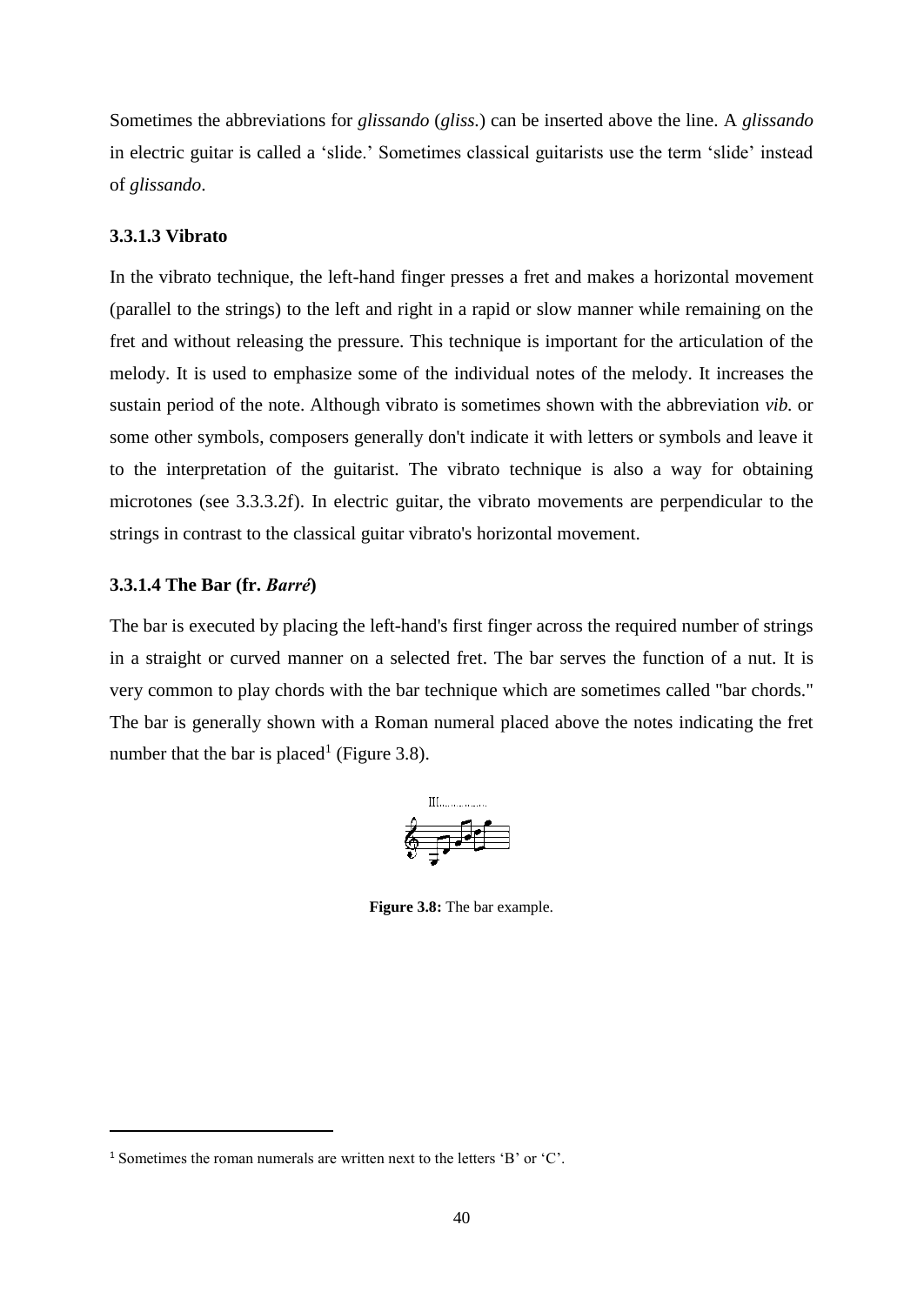Sometimes the abbreviations for *glissando* (*gliss.*) can be inserted above the line. A *glissando* in electric guitar is called a 'slide.' Sometimes classical guitarists use the term 'slide' instead of *glissando*.

### 3.3.1.3 Vibrato

In the vibrato technique, the left-hand finger presses a fret and makes a horizontal movement (parallel to the strings) to the left and right in a rapid or slow manner while remaining on the fret and without releasing the pressure. This technique is important for the articulation of the melody. It is used to emphasize some of the individual notes of the melody. It increases the sustain period of the note. Although vibrato is sometimes shown with the abbreviation *vib.* or some other symbols, composers generally don't indicate it with letters or symbols and leave it to the interpretation of the guitarist. The vibrato technique is also a way for obtaining microtones (see 3.3.3.2f). In electric guitar, the vibrato movements are perpendicular to the strings in contrast to the classical guitar vibrato's horizontal movement.

### 3.3.1.4 The Bar (fr. *Barré*)

The bar is executed by placing the left-hand's first finger across the required number of strings in a straight or curved manner on a selected fret. The bar serves the function of a nut. It is very common to play chords with the bar technique which are sometimes called "bar chords." The bar is generally shown with a Roman numeral placed above the notes indicating the fret number that the bar is placed[1] (Figure 3.8).

**Figure 3.8:** The bar example.

[1] Sometimes the roman numerals are written next to the letters 'B' or 'C'.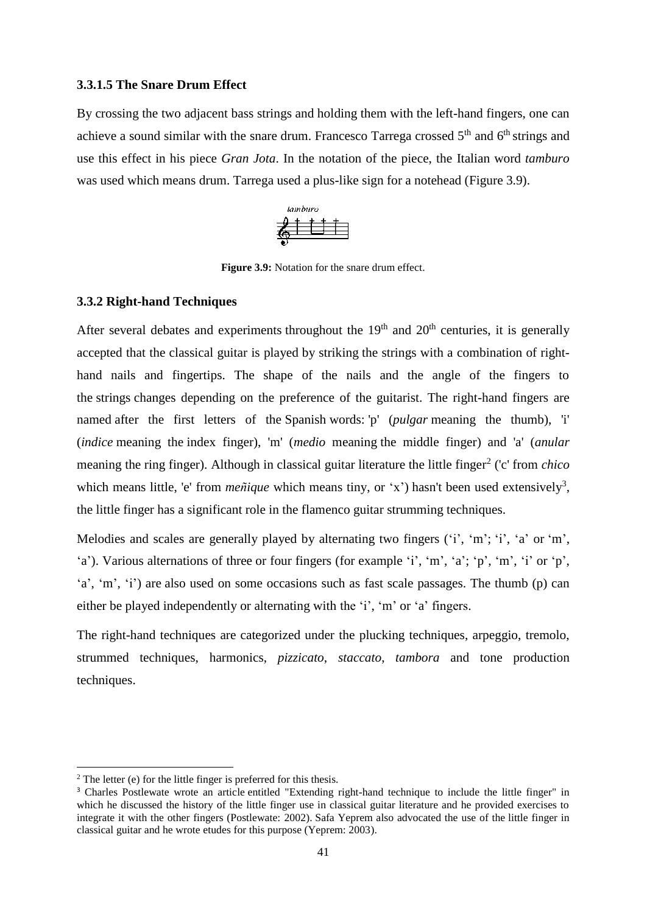### 3.3.1.5 The Snare Drum Effect

By crossing the two adjacent bass strings and holding them with the left-hand fingers, one can achieve a sound similar with the snare drum. Francesco Tarrega crossed 5th and 6th strings and use this effect in his piece *Gran Jota*. In the notation of the piece, the Italian word *tamburo* was used which means drum. Tarrega used a plus-like sign for a notehead (Figure 3.9).

**Figure 3.9:** Notation for the snare drum effect.

### 3.3.2 Right-hand Techniques

After several debates and experiments throughout the 19th and 20th centuries, it is generally accepted that the classical guitar is played by striking the strings with a combination of right-hand nails and fingertips. The shape of the nails and the angle of the fingers to the strings changes depending on the preference of the guitarist. The right-hand fingers are named after the first letters of the Spanish words: 'p' (*pulgar* meaning the thumb), 'i' (*indice* meaning the index finger), 'm' (*medio* meaning the middle finger) and 'a' (*anular* meaning the ring finger). Although in classical guitar literature the little finger[2] ('c' from *chico* which means little, 'e' from *meñique* which means tiny, or 'x') hasn't been used extensively[3], the little finger has a significant role in the flamenco guitar strumming techniques.

Melodies and scales are generally played by alternating two fingers ('i', 'm'; 'i', 'a' or 'm', 'a'). Various alternations of three or four fingers (for example 'i', 'm', 'a'; 'p', 'm', 'i' or 'p', 'a', 'm', 'i') are also used on some occasions such as fast scale passages. The thumb (p) can either be played independently or alternating with the 'i', 'm' or 'a' fingers.

The right-hand techniques are categorized under the plucking techniques, arpeggio, tremolo, strummed techniques, harmonics, *pizzicato*, *staccato*, *tambora* and tone production techniques.

---

[2] The letter (e) for the little finger is preferred for this thesis.

[3] Charles Postlewate wrote an article entitled "Extending right-hand technique to include the little finger" in which he discussed the history of the little finger use in classical guitar literature and he provided exercises to integrate it with the other fingers (Postlewate: 2002). Safa Yeprem also advocated the use of the little finger in classical guitar and he wrote etudes for this purpose (Yeprem: 2003).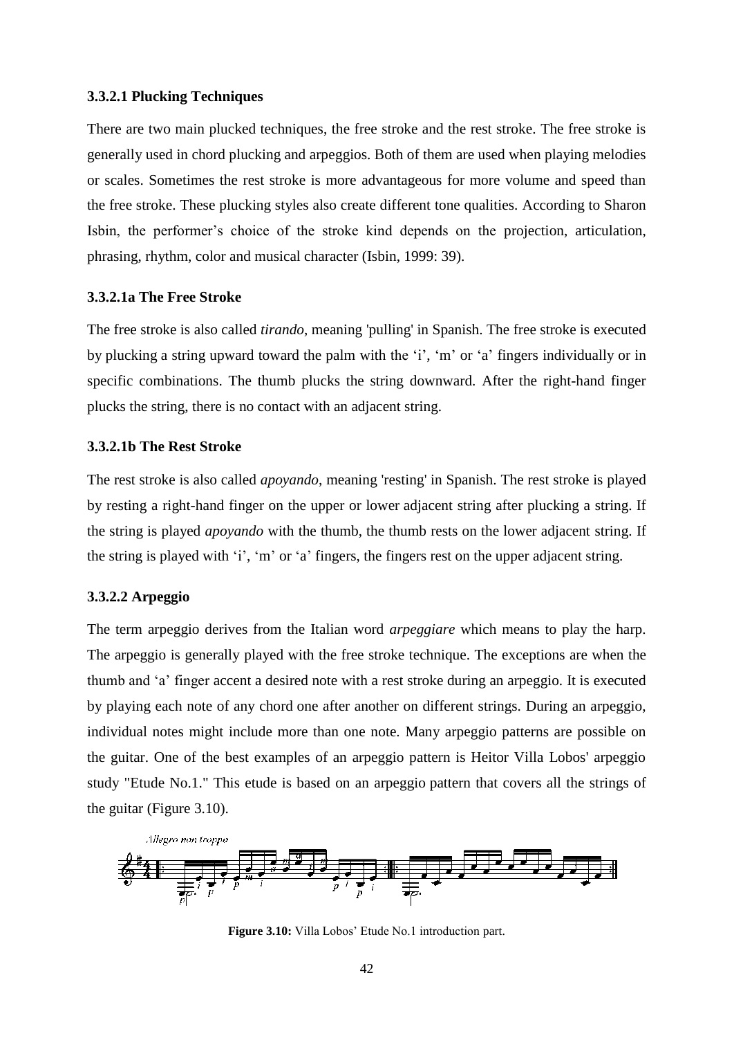### 3.3.2.1 Plucking Techniques

There are two main plucked techniques, the free stroke and the rest stroke. The free stroke is generally used in chord plucking and arpeggios. Both of them are used when playing melodies or scales. Sometimes the rest stroke is more advantageous for more volume and speed than the free stroke. These plucking styles also create different tone qualities. According to Sharon Isbin, the performer's choice of the stroke kind depends on the projection, articulation, phrasing, rhythm, color and musical character (Isbin, 1999: 39).

#### 3.3.2.1a The Free Stroke

The free stroke is also called *tirando*, meaning 'pulling' in Spanish. The free stroke is executed by plucking a string upward toward the palm with the 'i', 'm' or 'a' fingers individually or in specific combinations. The thumb plucks the string downward. After the right-hand finger plucks the string, there is no contact with an adjacent string.

#### 3.3.2.1b The Rest Stroke

The rest stroke is also called *apoyando*, meaning 'resting' in Spanish. The rest stroke is played by resting a right-hand finger on the upper or lower adjacent string after plucking a string. If the string is played *apoyando* with the thumb, the thumb rests on the lower adjacent string. If the string is played with 'i', 'm' or 'a' fingers, the fingers rest on the upper adjacent string.

### 3.3.2.2 Arpeggio

The term arpeggio derives from the Italian word *arpeggiare* which means to play the harp. The arpeggio is generally played with the free stroke technique. The exceptions are when the thumb and 'a' finger accent a desired note with a rest stroke during an arpeggio. It is executed by playing each note of any chord one after another on different strings. During an arpeggio, individual notes might include more than one note. Many arpeggio patterns are possible on the guitar. One of the best examples of an arpeggio pattern is Heitor Villa Lobos' arpeggio study "Etude No.1." This etude is based on an arpeggio pattern that covers all the strings of the guitar (Figure 3.10).

**Figure 3.10:** Villa Lobos' Etude No.1 introduction part.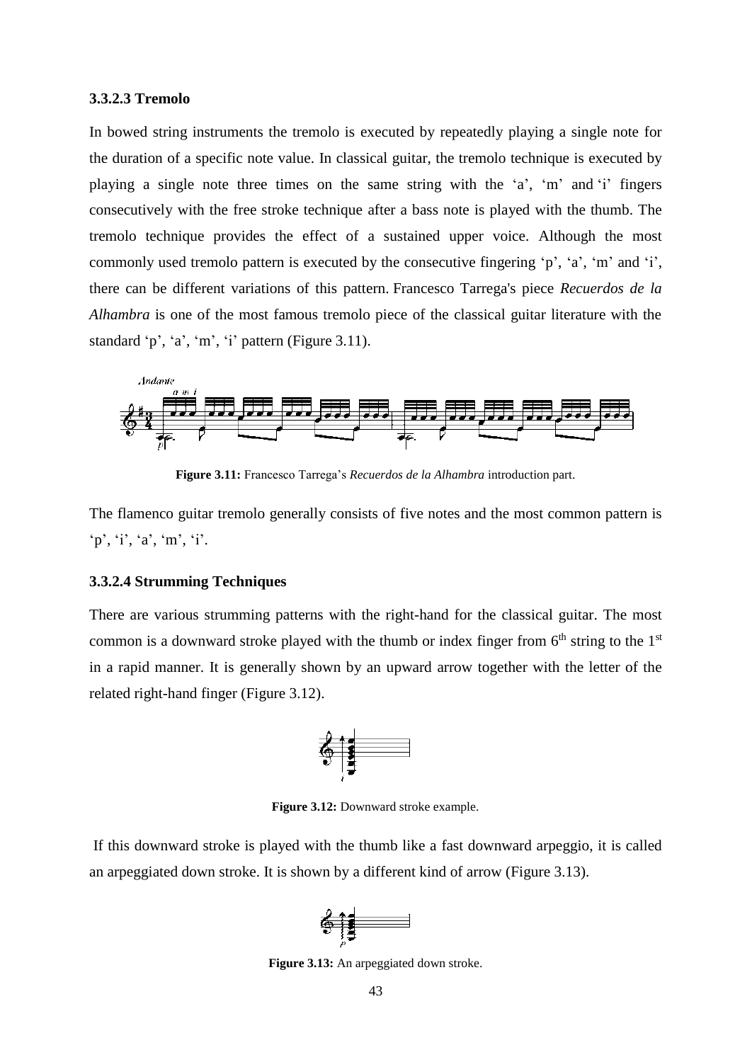### 3.3.2.3 Tremolo

In bowed string instruments the tremolo is executed by repeatedly playing a single note for the duration of a specific note value. In classical guitar, the tremolo technique is executed by playing a single note three times on the same string with the 'a', 'm' and 'i' fingers consecutively with the free stroke technique after a bass note is played with the thumb. The tremolo technique provides the effect of a sustained upper voice. Although the most commonly used tremolo pattern is executed by the consecutive fingering 'p', 'a', 'm' and 'i', there can be different variations of this pattern. Francesco Tarrega's piece *Recuerdos de la Alhambra* is one of the most famous tremolo piece of the classical guitar literature with the standard 'p', 'a', 'm', 'i' pattern (Figure 3.11).

**Figure 3.11:** Francesco Tarrega's *Recuerdos de la Alhambra* introduction part.

The flamenco guitar tremolo generally consists of five notes and the most common pattern is 'p', 'i', 'a', 'm', 'i'.

### 3.3.2.4 Strumming Techniques

There are various strumming patterns with the right-hand for the classical guitar. The most common is a downward stroke played with the thumb or index finger from 6th string to the 1st in a rapid manner. It is generally shown by an upward arrow together with the letter of the related right-hand finger (Figure 3.12).

**Figure 3.12:** Downward stroke example.

If this downward stroke is played with the thumb like a fast downward arpeggio, it is called an arpeggiated down stroke. It is shown by a different kind of arrow (Figure 3.13).

**Figure 3.13:** An arpeggiated down stroke.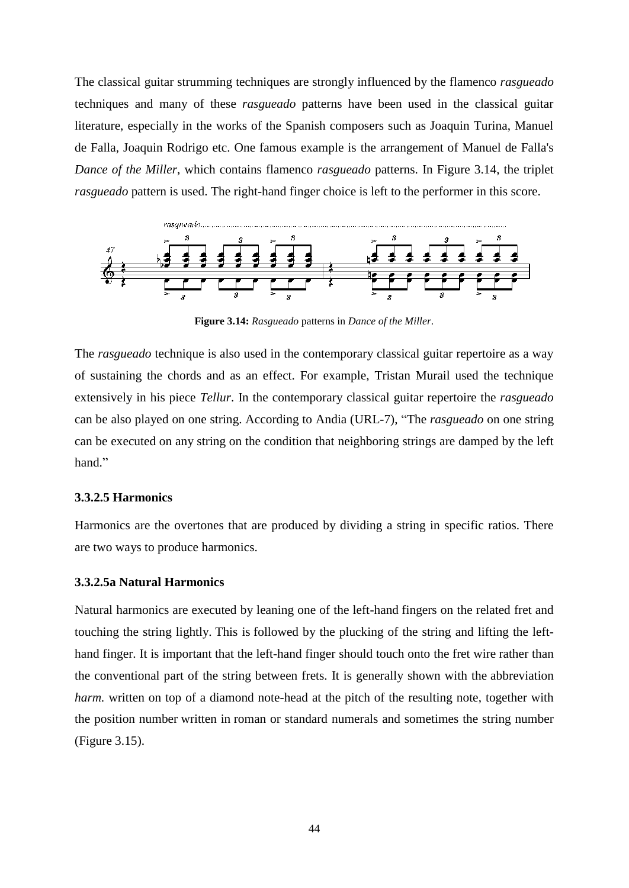The classical guitar strumming techniques are strongly influenced by the flamenco *rasgueado* techniques and many of these *rasgueado* patterns have been used in the classical guitar literature, especially in the works of the Spanish composers such as Joaquin Turina, Manuel de Falla, Joaquin Rodrigo etc. One famous example is the arrangement of Manuel de Falla's *Dance of the Miller*, which contains flamenco *rasgueado* patterns. In Figure 3.14, the triplet *rasgueado* pattern is used. The right-hand finger choice is left to the performer in this score.

**Figure 3.14:** *Rasgueado* patterns in *Dance of the Miller*.

The *rasgueado* technique is also used in the contemporary classical guitar repertoire as a way of sustaining the chords and as an effect. For example, Tristan Murail used the technique extensively in his piece *Tellur*. In the contemporary classical guitar repertoire the *rasgueado* can be also played on one string. According to Andia (URL-7), "The *rasgueado* on one string can be executed on any string on the condition that neighboring strings are damped by the left hand."

### 3.3.2.5 Harmonics

Harmonics are the overtones that are produced by dividing a string in specific ratios. There are two ways to produce harmonics.

#### 3.3.2.5a Natural Harmonics

Natural harmonics are executed by leaning one of the left-hand fingers on the related fret and touching the string lightly. This is followed by the plucking of the string and lifting the left-hand finger. It is important that the left-hand finger should touch onto the fret wire rather than the conventional part of the string between frets. It is generally shown with the abbreviation *harm.* written on top of a diamond note-head at the pitch of the resulting note, together with the position number written in roman or standard numerals and sometimes the string number (Figure 3.15).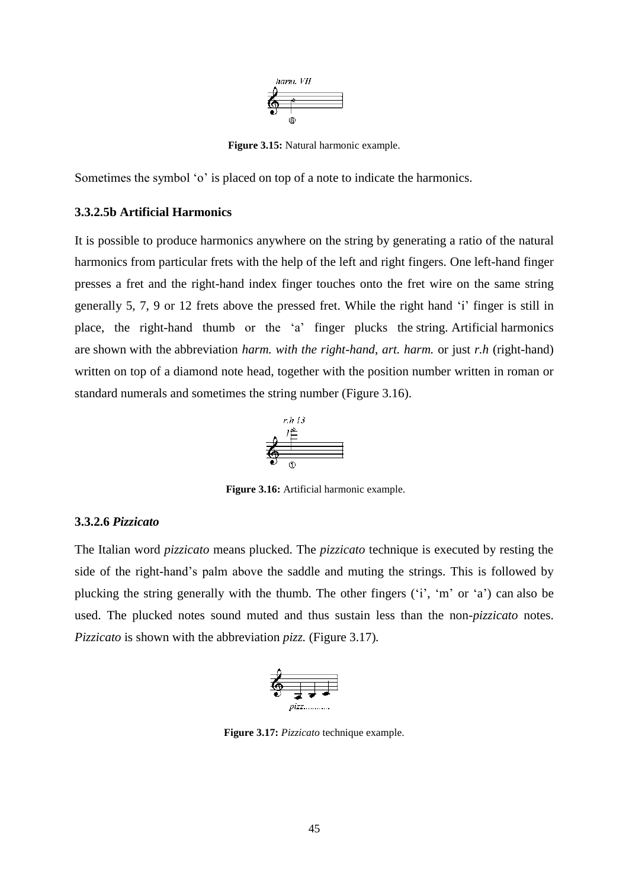Figure 3.15: Natural harmonic example.

Sometimes the symbol 'o' is placed on top of a note to indicate the harmonics.

### 3.3.2.5b Artificial Harmonics

It is possible to produce harmonics anywhere on the string by generating a ratio of the natural harmonics from particular frets with the help of the left and right fingers. One left-hand finger presses a fret and the right-hand index finger touches onto the fret wire on the same string generally 5, 7, 9 or 12 frets above the pressed fret. While the right hand 'i' finger is still in place, the right-hand thumb or the 'a' finger plucks the string. Artificial harmonics are shown with the abbreviation *harm. with the right-hand*, *art. harm.* or just *r.h* (right-hand) written on top of a diamond note head, together with the position number written in roman or standard numerals and sometimes the string number (Figure 3.16).

Figure 3.16: Artificial harmonic example.

### 3.3.2.6 *Pizzicato*

The Italian word *pizzicato* means plucked. The *pizzicato* technique is executed by resting the side of the right-hand's palm above the saddle and muting the strings. This is followed by plucking the string generally with the thumb. The other fingers ('i', 'm' or 'a') can also be used. The plucked notes sound muted and thus sustain less than the non-*pizzicato* notes. *Pizzicato* is shown with the abbreviation *pizz.* (Figure 3.17).

Figure 3.17: *Pizzicato* technique example.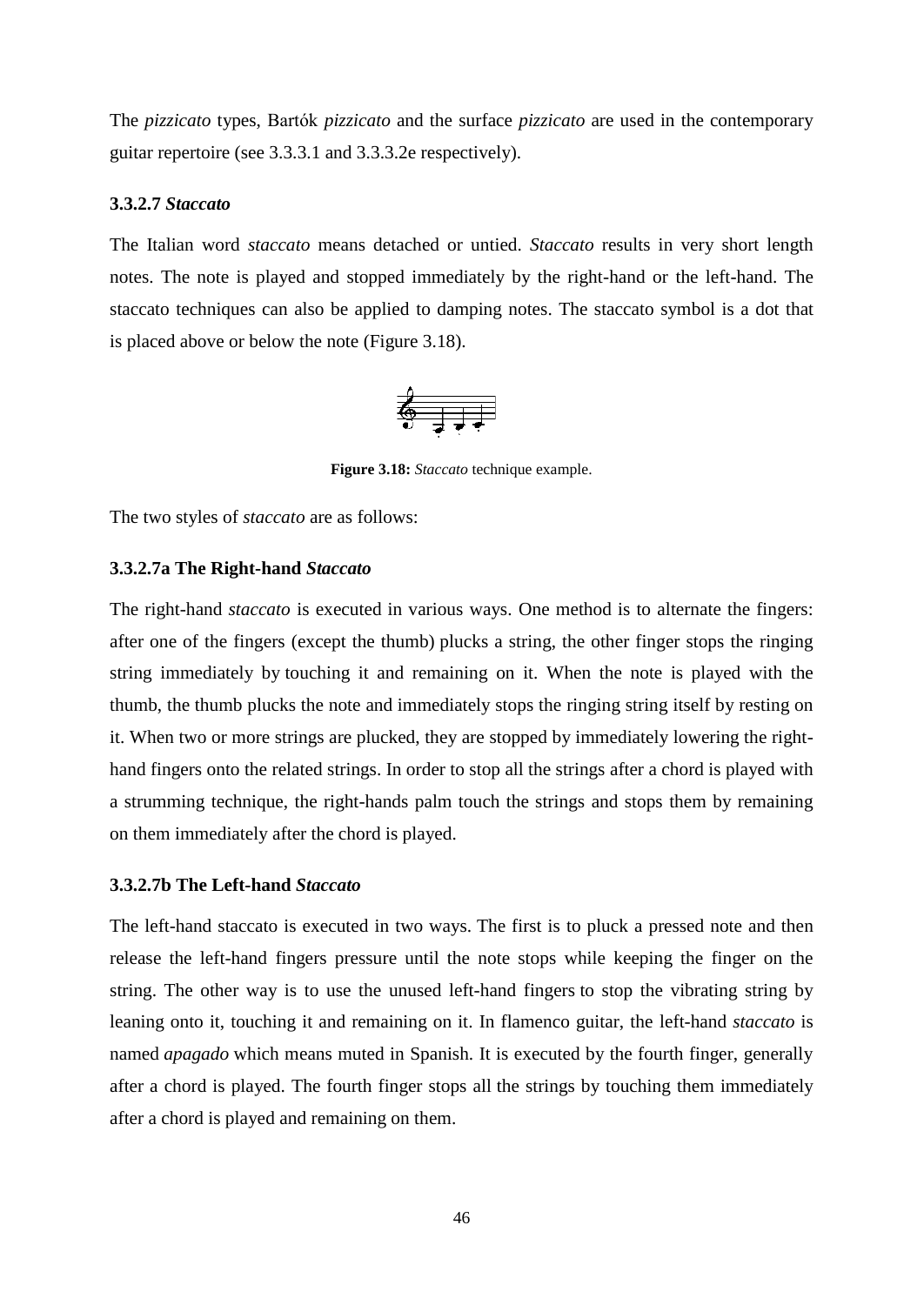The *pizzicato* types, Bartók *pizzicato* and the surface *pizzicato* are used in the contemporary guitar repertoire (see 3.3.3.1 and 3.3.3.2e respectively).

### 3.3.2.7 *Staccato*

The Italian word *staccato* means detached or untied. *Staccato* results in very short length notes. The note is played and stopped immediately by the right-hand or the left-hand. The staccato techniques can also be applied to damping notes. The staccato symbol is a dot that is placed above or below the note (Figure 3.18).

**Figure 3.18:** *Staccato* technique example.

The two styles of *staccato* are as follows:

#### 3.3.2.7a The Right-hand *Staccato*

The right-hand *staccato* is executed in various ways. One method is to alternate the fingers: after one of the fingers (except the thumb) plucks a string, the other finger stops the ringing string immediately by touching it and remaining on it. When the note is played with the thumb, the thumb plucks the note and immediately stops the ringing string itself by resting on it. When two or more strings are plucked, they are stopped by immediately lowering the right-hand fingers onto the related strings. In order to stop all the strings after a chord is played with a strumming technique, the right-hands palm touch the strings and stops them by remaining on them immediately after the chord is played.

#### 3.3.2.7b The Left-hand *Staccato*

The left-hand staccato is executed in two ways. The first is to pluck a pressed note and then release the left-hand fingers pressure until the note stops while keeping the finger on the string. The other way is to use the unused left-hand fingers to stop the vibrating string by leaning onto it, touching it and remaining on it. In flamenco guitar, the left-hand *staccato* is named *apagado* which means muted in Spanish. It is executed by the fourth finger, generally after a chord is played. The fourth finger stops all the strings by touching them immediately after a chord is played and remaining on them.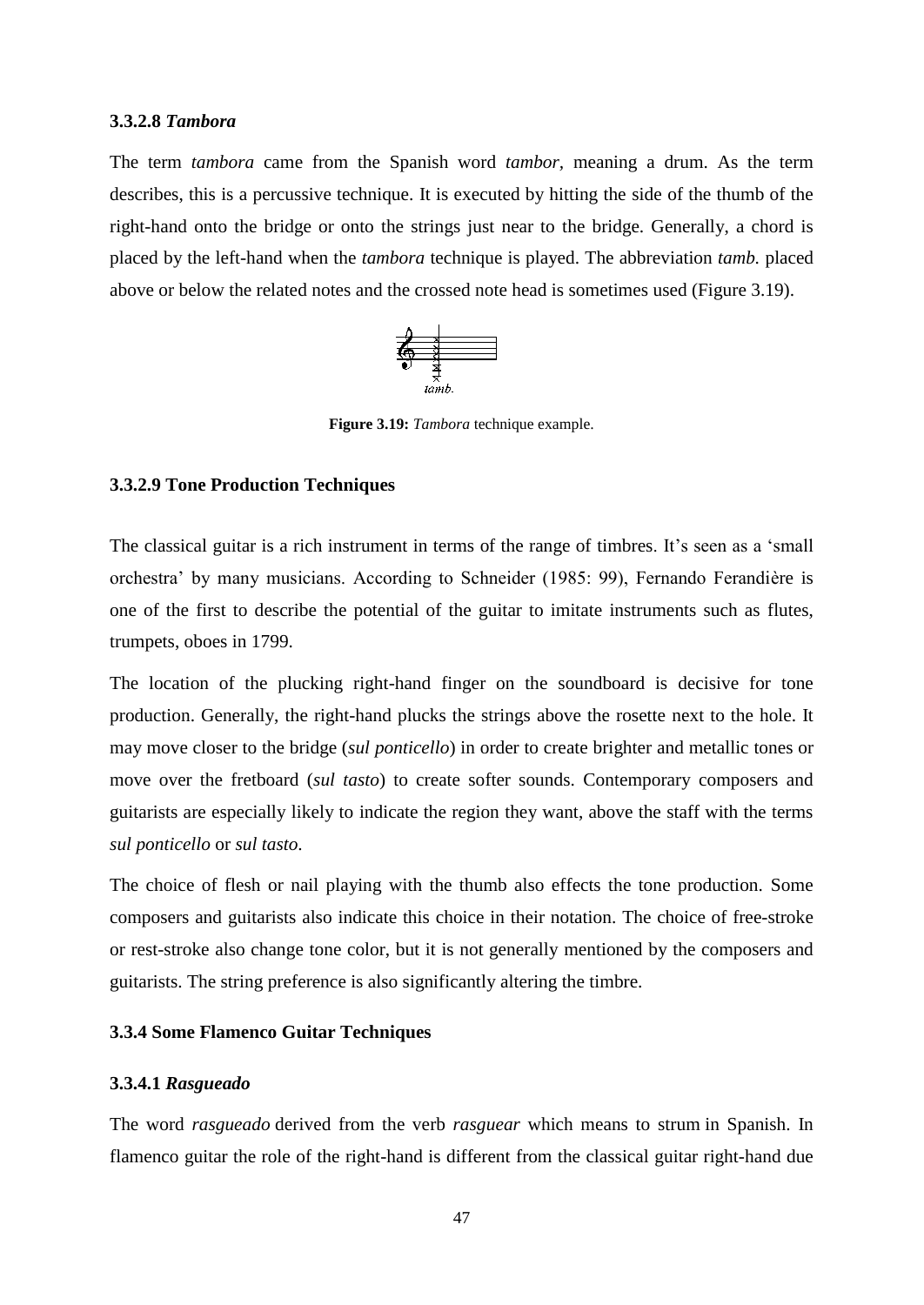### 3.3.2.8 *Tambora*

The term *tambora* came from the Spanish word *tambor*, meaning a drum. As the term describes, this is a percussive technique. It is executed by hitting the side of the thumb of the right-hand onto the bridge or onto the strings just near to the bridge. Generally, a chord is placed by the left-hand when the *tambora* technique is played. The abbreviation *tamb.* placed above or below the related notes and the crossed note head is sometimes used (Figure 3.19).

**Figure 3.19:** *Tambora* technique example.

### 3.3.2.9 Tone Production Techniques

The classical guitar is a rich instrument in terms of the range of timbres. It's seen as a 'small orchestra' by many musicians. According to Schneider (1985: 99), Fernando Ferandière is one of the first to describe the potential of the guitar to imitate instruments such as flutes, trumpets, oboes in 1799.

The location of the plucking right-hand finger on the soundboard is decisive for tone production. Generally, the right-hand plucks the strings above the rosette next to the hole. It may move closer to the bridge (*sul ponticello*) in order to create brighter and metallic tones or move over the fretboard (*sul tasto*) to create softer sounds. Contemporary composers and guitarists are especially likely to indicate the region they want, above the staff with the terms *sul ponticello* or *sul tasto*.

The choice of flesh or nail playing with the thumb also effects the tone production. Some composers and guitarists also indicate this choice in their notation. The choice of free-stroke or rest-stroke also change tone color, but it is not generally mentioned by the composers and guitarists. The string preference is also significantly altering the timbre.

### 3.3.4 Some Flamenco Guitar Techniques

### 3.3.4.1 *Rasgueado*

The word *rasgueado* derived from the verb *rasguear* which means to strum in Spanish. In flamenco guitar the role of the right-hand is different from the classical guitar right-hand due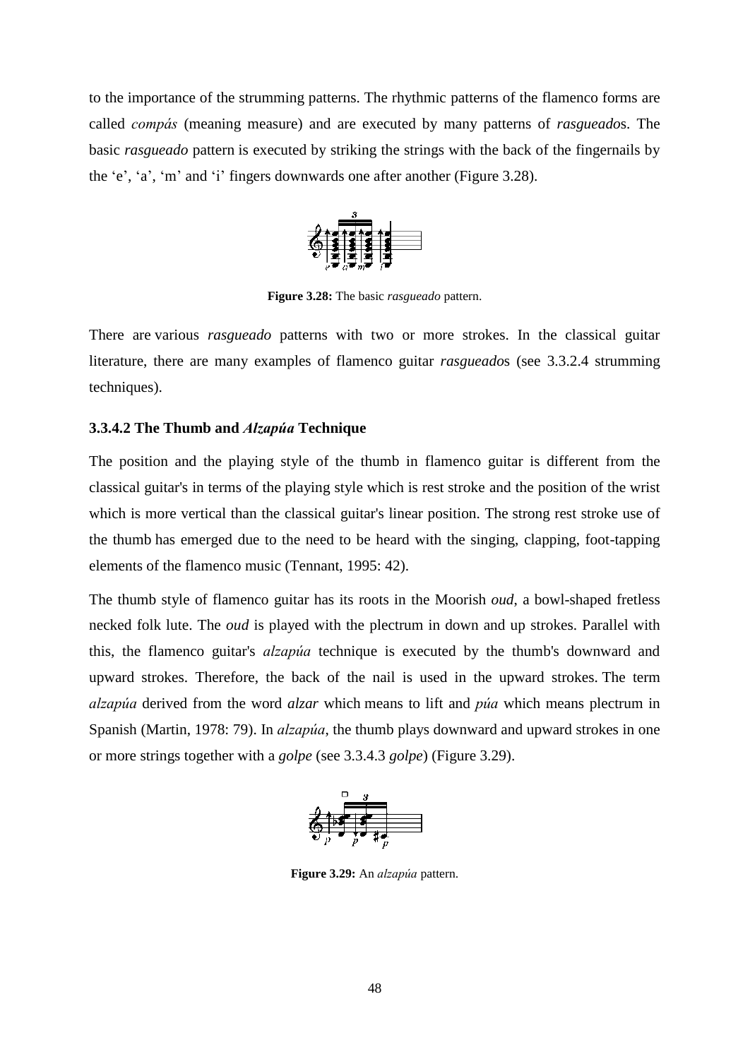to the importance of the strumming patterns. The rhythmic patterns of the flamenco forms are called *compás* (meaning measure) and are executed by many patterns of *rasgueado*s. The basic *rasgueado* pattern is executed by striking the strings with the back of the fingernails by the 'e', 'a', 'm' and 'i' fingers downwards one after another (Figure 3.28).

**Figure 3.28:** The basic *rasgueado* pattern.

There are various *rasgueado* patterns with two or more strokes. In the classical guitar literature, there are many examples of flamenco guitar *rasgueado*s (see 3.3.2.4 strumming techniques).

### 3.3.4.2 The Thumb and *Alzapúa* Technique

The position and the playing style of the thumb in flamenco guitar is different from the classical guitar's in terms of the playing style which is rest stroke and the position of the wrist which is more vertical than the classical guitar's linear position. The strong rest stroke use of the thumb has emerged due to the need to be heard with the singing, clapping, foot-tapping elements of the flamenco music (Tennant, 1995: 42).

The thumb style of flamenco guitar has its roots in the Moorish *oud*, a bowl-shaped fretless necked folk lute. The *oud* is played with the plectrum in down and up strokes. Parallel with this, the flamenco guitar's *alzapúa* technique is executed by the thumb's downward and upward strokes. Therefore, the back of the nail is used in the upward strokes. The term *alzapúa* derived from the word *alzar* which means to lift and *púa* which means plectrum in Spanish (Martin, 1978: 79). In *alzapúa*, the thumb plays downward and upward strokes in one or more strings together with a *golpe* (see 3.3.4.3 *golpe*) (Figure 3.29).

**Figure 3.29:** An *alzapúa* pattern.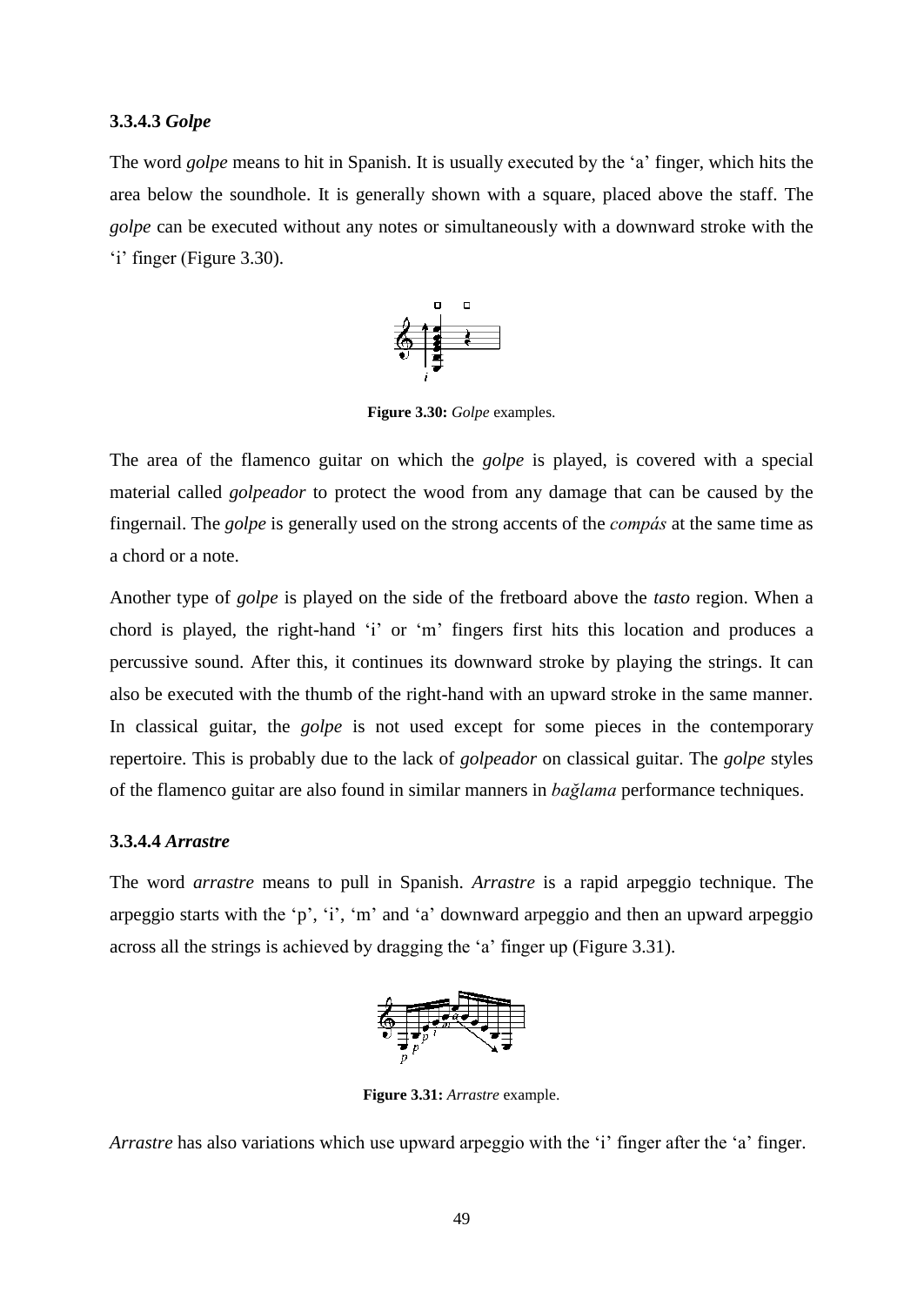### 3.3.4.3 *Golpe*

The word *golpe* means to hit in Spanish. It is usually executed by the 'a' finger, which hits the area below the soundhole. It is generally shown with a square, placed above the staff. The *golpe* can be executed without any notes or simultaneously with a downward stroke with the 'i' finger (Figure 3.30).

**Figure 3.30:** *Golpe* examples.

The area of the flamenco guitar on which the *golpe* is played, is covered with a special material called *golpeador* to protect the wood from any damage that can be caused by the fingernail. The *golpe* is generally used on the strong accents of the *compás* at the same time as a chord or a note.

Another type of *golpe* is played on the side of the fretboard above the *tasto* region. When a chord is played, the right-hand 'i' or 'm' fingers first hits this location and produces a percussive sound. After this, it continues its downward stroke by playing the strings. It can also be executed with the thumb of the right-hand with an upward stroke in the same manner. In classical guitar, the *golpe* is not used except for some pieces in the contemporary repertoire. This is probably due to the lack of *golpeador* on classical guitar. The *golpe* styles of the flamenco guitar are also found in similar manners in *bağlama* performance techniques.

### 3.3.4.4 *Arrastre*

The word *arrastre* means to pull in Spanish. *Arrastre* is a rapid arpeggio technique. The arpeggio starts with the 'p', 'i', 'm' and 'a' downward arpeggio and then an upward arpeggio across all the strings is achieved by dragging the 'a' finger up (Figure 3.31).

**Figure 3.31:** *Arrastre* example.

*Arrastre* has also variations which use upward arpeggio with the 'i' finger after the 'a' finger.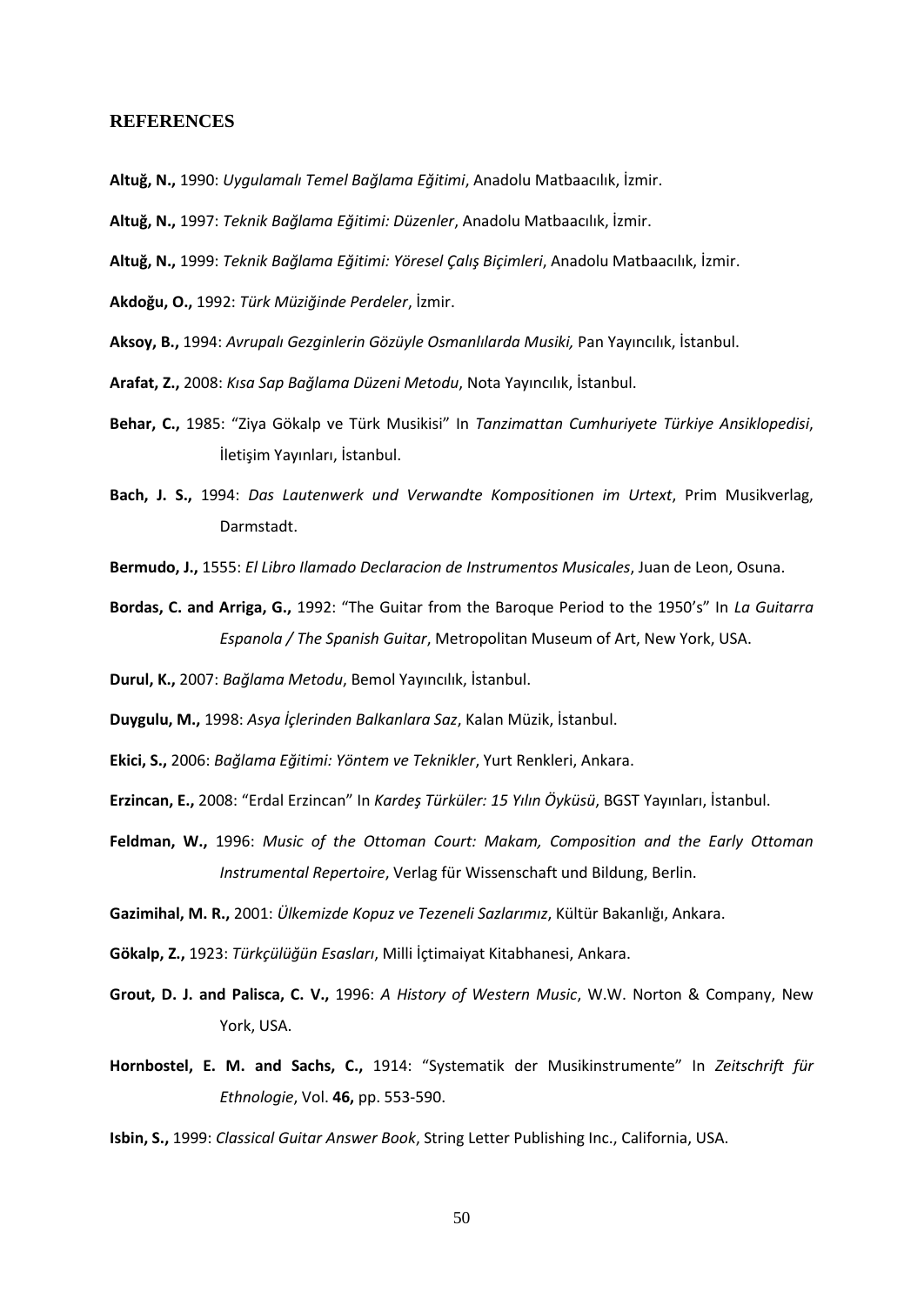## REFERENCES

**Altuğ, N.,** 1990: *Uygulamalı Temel Bağlama Eğitimi*, Anadolu Matbaacılık, İzmir.

**Altuğ, N.,** 1997: *Teknik Bağlama Eğitimi: Düzenler*, Anadolu Matbaacılık, İzmir.

**Altuğ, N.,** 1999: *Teknik Bağlama Eğitimi: Yöresel Çalış Biçimleri*, Anadolu Matbaacılık, İzmir.

**Akdoğu, O.,** 1992: *Türk Müziğinde Perdeler*, İzmir.

**Aksoy, B.,** 1994: *Avrupalı Gezginlerin Gözüyle Osmanlılarda Musiki,* Pan Yayıncılık, İstanbul.

**Arafat, Z.,** 2008: *Kısa Sap Bağlama Düzeni Metodu*, Nota Yayıncılık, İstanbul.

**Behar, C.,** 1985: "Ziya Gökalp ve Türk Musikisi" In *Tanzimattan Cumhuriyete Türkiye Ansiklopedisi*, İletişim Yayınları, İstanbul.

**Bach, J. S.,** 1994: *Das Lautenwerk und Verwandte Kompositionen im Urtext*, Prim Musikverlag, Darmstadt.

**Bermudo, J.,** 1555: *El Libro Ilamado Declaracion de Instrumentos Musicales*, Juan de Leon, Osuna.

**Bordas, C. and Arriga, G.,** 1992: "The Guitar from the Baroque Period to the 1950's" In *La Guitarra Espanola / The Spanish Guitar*, Metropolitan Museum of Art, New York, USA.

**Durul, K.,** 2007: *Bağlama Metodu*, Bemol Yayıncılık, İstanbul.

**Duygulu, M.,** 1998: *Asya İçlerinden Balkanlara Saz*, Kalan Müzik, İstanbul.

**Ekici, S.,** 2006: *Bağlama Eğitimi: Yöntem ve Teknikler*, Yurt Renkleri, Ankara.

**Erzincan, E.,** 2008: "Erdal Erzincan" In *Kardeş Türküler: 15 Yılın Öyküsü*, BGST Yayınları, İstanbul.

**Feldman, W.,** 1996: *Music of the Ottoman Court: Makam, Composition and the Early Ottoman Instrumental Repertoire*, Verlag für Wissenschaft und Bildung, Berlin.

**Gazimihal, M. R.,** 2001: *Ülkemizde Kopuz ve Tezeneli Sazlarımız*, Kültür Bakanlığı, Ankara.

**Gökalp, Z.,** 1923: *Türkçülüğün Esasları*, Milli İçtimaiyat Kitabhanesi, Ankara.

**Grout, D. J. and Palisca, C. V.,** 1996: *A History of Western Music*, W.W. Norton & Company, New York, USA.

**Hornbostel, E. M. and Sachs, C.,** 1914: "Systematik der Musikinstrumente" In *Zeitschrift für Ethnologie*, Vol. **46,** pp. 553-590.

**Isbin, S.,** 1999: *Classical Guitar Answer Book*, String Letter Publishing Inc., California, USA.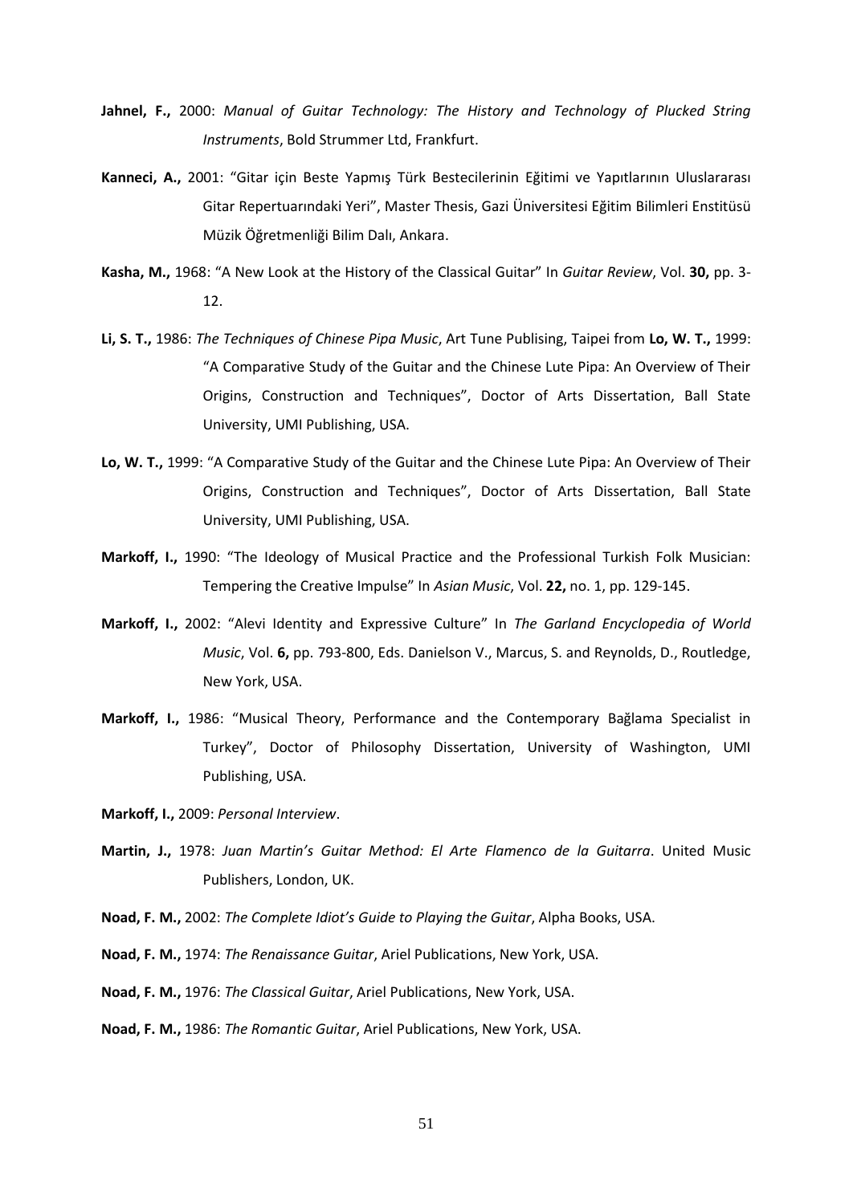**Jahnel, F.,** 2000: *Manual of Guitar Technology: The History and Technology of Plucked String Instruments*, Bold Strummer Ltd, Frankfurt.

**Kanneci, A.,** 2001: "Gitar için Beste Yapmış Türk Bestecilerinin Eğitimi ve Yapıtlarının Uluslararası Gitar Repertuarındaki Yeri", Master Thesis, Gazi Üniversitesi Eğitim Bilimleri Enstitüsü Müzik Öğretmenliği Bilim Dalı, Ankara.

**Kasha, M.,** 1968: "A New Look at the History of the Classical Guitar" In *Guitar Review*, Vol. **30,** pp. 3-12.

**Li, S. T.,** 1986: *The Techniques of Chinese Pipa Music*, Art Tune Publising, Taipei from **Lo, W. T.,** 1999: "A Comparative Study of the Guitar and the Chinese Lute Pipa: An Overview of Their Origins, Construction and Techniques", Doctor of Arts Dissertation, Ball State University, UMI Publishing, USA.

**Lo, W. T.,** 1999: "A Comparative Study of the Guitar and the Chinese Lute Pipa: An Overview of Their Origins, Construction and Techniques", Doctor of Arts Dissertation, Ball State University, UMI Publishing, USA.

**Markoff, I.,** 1990: "The Ideology of Musical Practice and the Professional Turkish Folk Musician: Tempering the Creative Impulse" In *Asian Music*, Vol. **22,** no. 1, pp. 129-145.

**Markoff, I.,** 2002: "Alevi Identity and Expressive Culture" In *The Garland Encyclopedia of World Music*, Vol. **6,** pp. 793-800, Eds. Danielson V., Marcus, S. and Reynolds, D., Routledge, New York, USA.

**Markoff, I.,** 1986: "Musical Theory, Performance and the Contemporary Bağlama Specialist in Turkey", Doctor of Philosophy Dissertation, University of Washington, UMI Publishing, USA.

**Markoff, I.,** 2009: *Personal Interview*.

**Martin, J.,** 1978: *Juan Martin's Guitar Method: El Arte Flamenco de la Guitarra*. United Music Publishers, London, UK.

**Noad, F. M.,** 2002: *The Complete Idiot's Guide to Playing the Guitar*, Alpha Books, USA.

**Noad, F. M.,** 1974: *The Renaissance Guitar*, Ariel Publications, New York, USA.

**Noad, F. M.,** 1976: *The Classical Guitar*, Ariel Publications, New York, USA.

**Noad, F. M.,** 1986: *The Romantic Guitar*, Ariel Publications, New York, USA.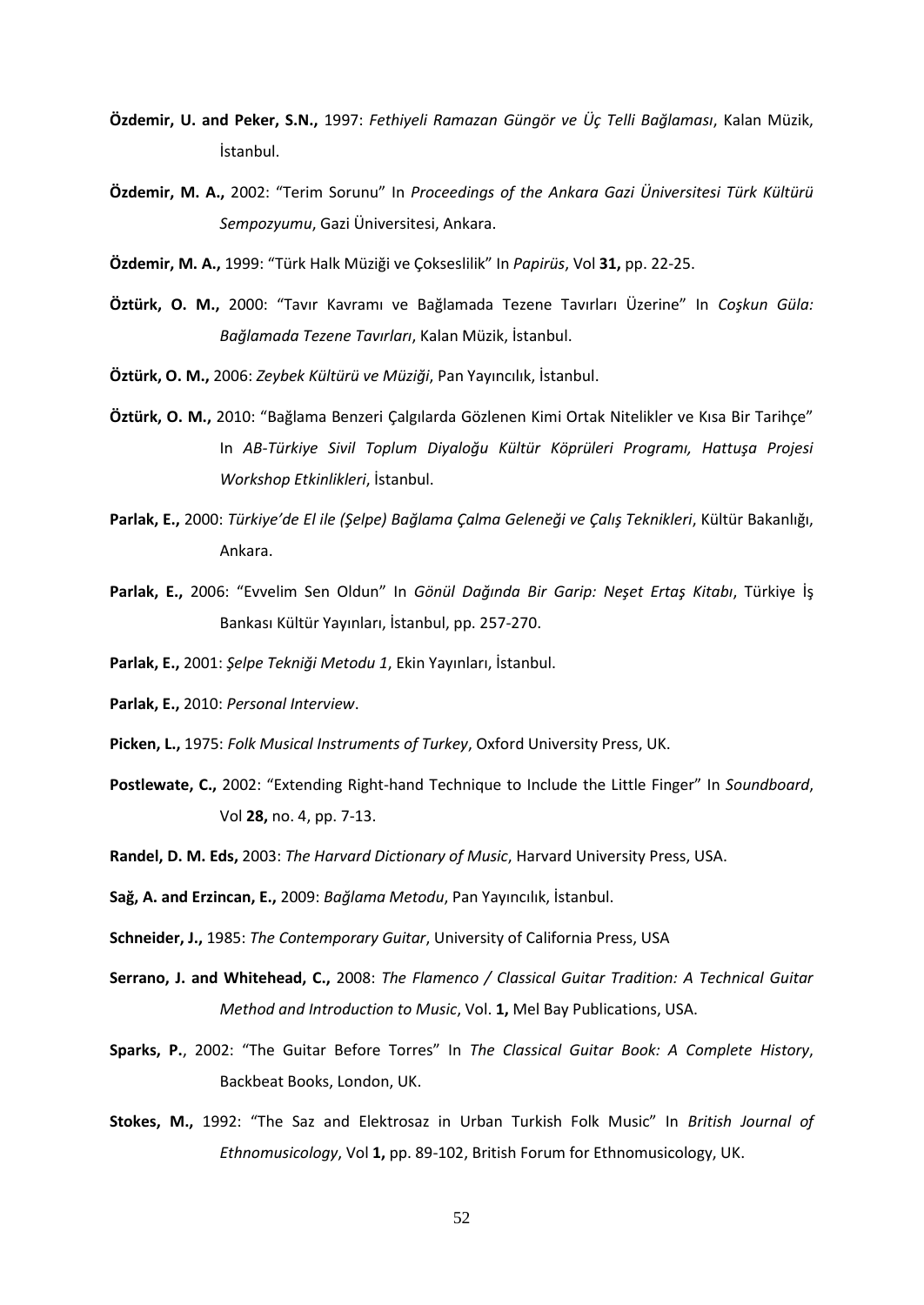**Özdemir, U. and Peker, S.N.,** 1997: *Fethiyeli Ramazan Güngör ve Üç Telli Bağlaması*, Kalan Müzik, İstanbul.

**Özdemir, M. A.,** 2002: "Terim Sorunu" In *Proceedings of the Ankara Gazi Üniversitesi Türk Kültürü Sempozyumu*, Gazi Üniversitesi, Ankara.

**Özdemir, M. A.,** 1999: "Türk Halk Müziği ve Çokseslilik" In *Papirüs*, Vol **31,** pp. 22-25.

**Öztürk, O. M.,** 2000: "Tavır Kavramı ve Bağlamada Tezene Tavırları Üzerine" In *Coşkun Güla: Bağlamada Tezene Tavırları*, Kalan Müzik, İstanbul.

**Öztürk, O. M.,** 2006: *Zeybek Kültürü ve Müziği*, Pan Yayıncılık, İstanbul.

**Öztürk, O. M.,** 2010: "Bağlama Benzeri Çalgılarda Gözlenen Kimi Ortak Nitelikler ve Kısa Bir Tarihçe" In *AB-Türkiye Sivil Toplum Diyaloğu Kültür Köprüleri Programı, Hattuşa Projesi Workshop Etkinlikleri*, İstanbul.

**Parlak, E.,** 2000: *Türkiye'de El ile (Şelpe) Bağlama Çalma Geleneği ve Çalış Teknikleri*, Kültür Bakanlığı, Ankara.

**Parlak, E.,** 2006: "Evvelim Sen Oldun" In *Gönül Dağında Bir Garip: Neşet Ertaş Kitabı*, Türkiye İş Bankası Kültür Yayınları, İstanbul, pp. 257-270.

**Parlak, E.,** 2001: *Şelpe Tekniği Metodu 1*, Ekin Yayınları, İstanbul.

**Parlak, E.,** 2010: *Personal Interview*.

**Picken, L.,** 1975: *Folk Musical Instruments of Turkey*, Oxford University Press, UK.

**Postlewate, C.,** 2002: "Extending Right-hand Technique to Include the Little Finger" In *Soundboard*, Vol **28,** no. 4, pp. 7-13.

**Randel, D. M. Eds,** 2003: *The Harvard Dictionary of Music*, Harvard University Press, USA.

**Sağ, A. and Erzincan, E.,** 2009: *Bağlama Metodu*, Pan Yayıncılık, İstanbul.

**Schneider, J.,** 1985: *The Contemporary Guitar*, University of California Press, USA

**Serrano, J. and Whitehead, C.,** 2008: *The Flamenco / Classical Guitar Tradition: A Technical Guitar Method and Introduction to Music*, Vol. **1,** Mel Bay Publications, USA.

**Sparks, P.**, 2002: "The Guitar Before Torres" In *The Classical Guitar Book: A Complete History*, Backbeat Books, London, UK.

**Stokes, M.,** 1992: "The Saz and Elektrosaz in Urban Turkish Folk Music" In *British Journal of Ethnomusicology*, Vol **1,** pp. 89-102, British Forum for Ethnomusicology, UK.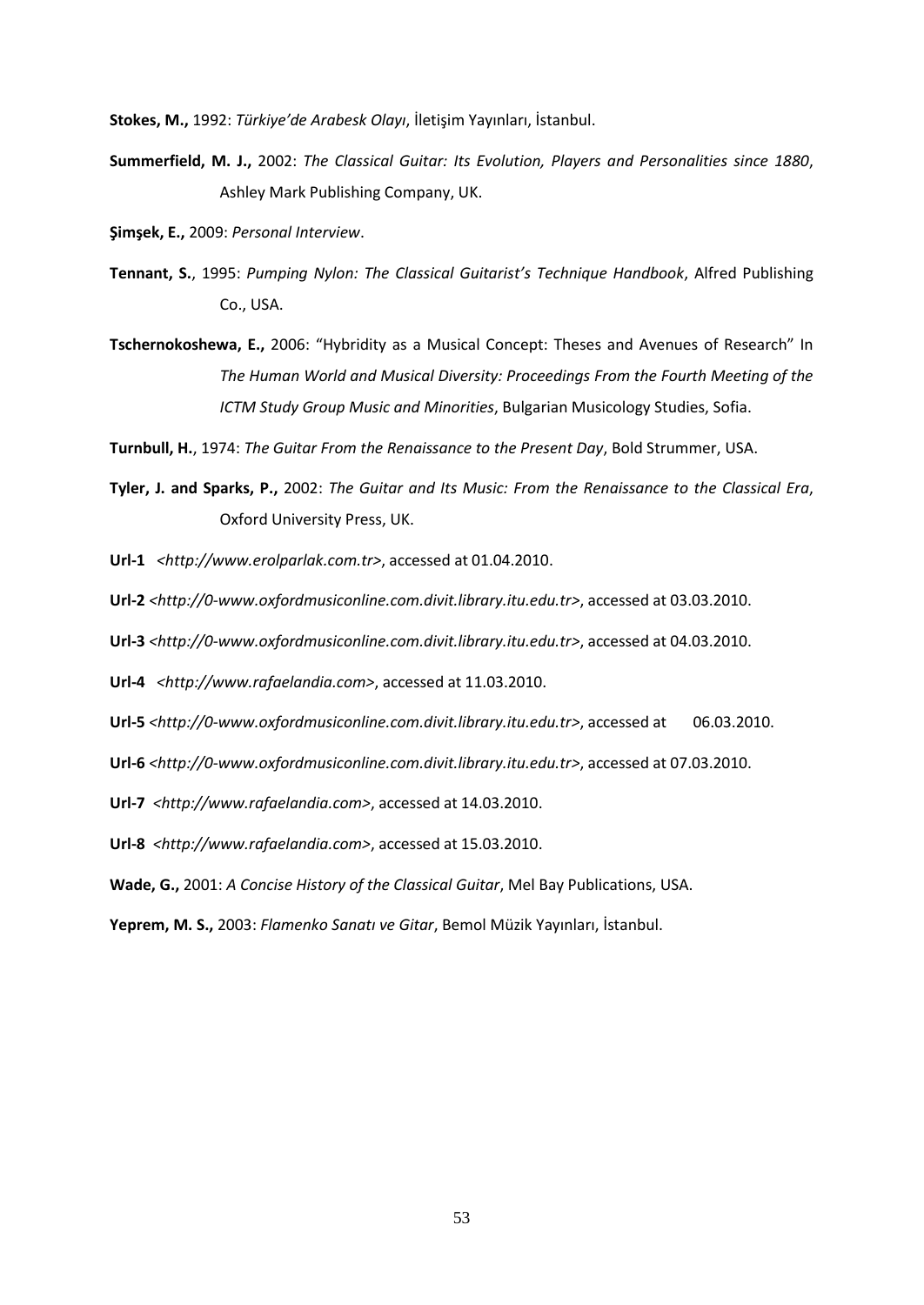**Stokes, M.,** 1992: *Türkiye'de Arabesk Olayı*, İletişim Yayınları, İstanbul.

**Summerfield, M. J.,** 2002: *The Classical Guitar: Its Evolution, Players and Personalities since 1880*, Ashley Mark Publishing Company, UK.

**Şimşek, E.,** 2009: *Personal Interview*.

**Tennant, S.**, 1995: *Pumping Nylon: The Classical Guitarist's Technique Handbook*, Alfred Publishing Co., USA.

**Tschernokoshewa, E.,** 2006: "Hybridity as a Musical Concept: Theses and Avenues of Research" In *The Human World and Musical Diversity: Proceedings From the Fourth Meeting of the ICTM Study Group Music and Minorities*, Bulgarian Musicology Studies, Sofia.

**Turnbull, H.**, 1974: *The Guitar From the Renaissance to the Present Day*, Bold Strummer, USA.

**Tyler, J. and Sparks, P.,** 2002: *The Guitar and Its Music: From the Renaissance to the Classical Era*, Oxford University Press, UK.

**Url-1** *<http://www.erolparlak.com.tr>*, accessed at 01.04.2010.

**Url-2** *<http://0-www.oxfordmusiconline.com.divit.library.itu.edu.tr>*, accessed at 03.03.2010.

**Url-3** *<http://0-www.oxfordmusiconline.com.divit.library.itu.edu.tr>*, accessed at 04.03.2010.

**Url-4** *<http://www.rafaelandia.com>*, accessed at 11.03.2010.

**Url-5** *<http://0-www.oxfordmusiconline.com.divit.library.itu.edu.tr>*, accessed at 06.03.2010.

**Url-6** *<http://0-www.oxfordmusiconline.com.divit.library.itu.edu.tr>*, accessed at 07.03.2010.

**Url-7** *<http://www.rafaelandia.com>*, accessed at 14.03.2010.

**Url-8** *<http://www.rafaelandia.com>*, accessed at 15.03.2010.

**Wade, G.,** 2001: *A Concise History of the Classical Guitar*, Mel Bay Publications, USA.

**Yeprem, M. S.,** 2003: *Flamenko Sanatı ve Gitar*, Bemol Müzik Yayınları, İstanbul.